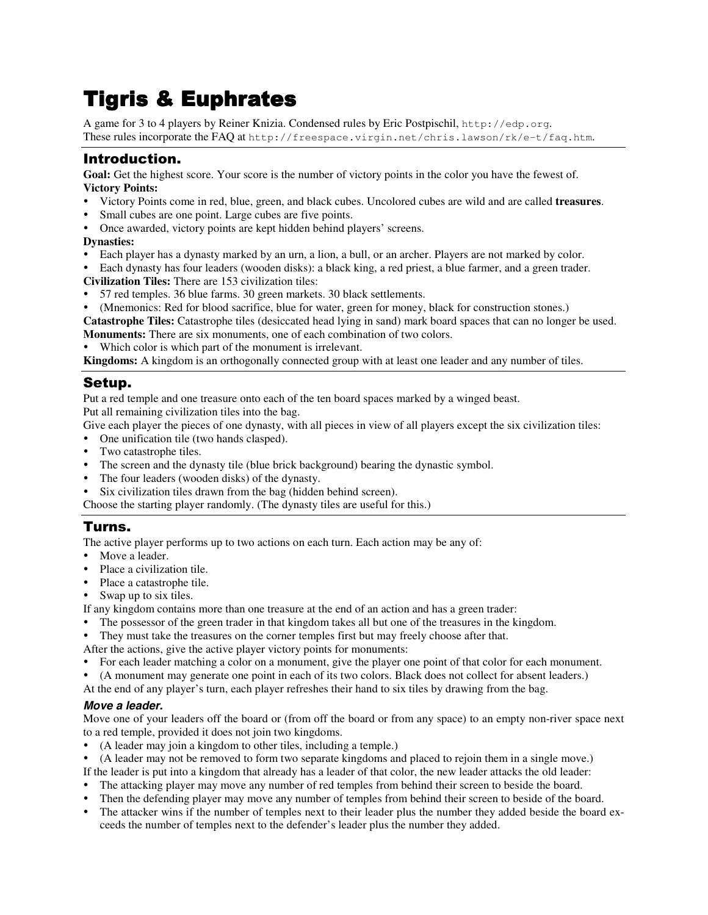# Tigris & Euphrates

A game for 3 to 4 players by Reiner Knizia. Condensed rules by Eric Postpischil, `http://edp.org`.
These rules incorporate the FAQ at `http://freespace.virgin.net/chris.lawson/rk/e-t/faq.htm`.

## Introduction.

**Goal:** Get the highest score. Your score is the number of victory points in the color you have the fewest of.

**Victory Points:**

- Victory Points come in red, blue, green, and black cubes. Uncolored cubes are wild and are called **treasures**.
- Small cubes are one point. Large cubes are five points.
- Once awarded, victory points are kept hidden behind players' screens.

**Dynasties:**

- Each player has a dynasty marked by an urn, a lion, a bull, or an archer. Players are not marked by color.
- Each dynasty has four leaders (wooden disks): a black king, a red priest, a blue farmer, and a green trader.

**Civilization Tiles:** There are 153 civilization tiles:

- 57 red temples. 36 blue farms. 30 green markets. 30 black settlements.
- (Mnemonics: Red for blood sacrifice, blue for water, green for money, black for construction stones.)

**Catastrophe Tiles:** Catastrophe tiles (desiccated head lying in sand) mark board spaces that can no longer be used.

**Monuments:** There are six monuments, one of each combination of two colors.

- Which color is which part of the monument is irrelevant.

**Kingdoms:** A kingdom is an orthogonally connected group with at least one leader and any number of tiles.

## Setup.

Put a red temple and one treasure onto each of the ten board spaces marked by a winged beast.
Put all remaining civilization tiles into the bag.
Give each player the pieces of one dynasty, with all pieces in view of all players except the six civilization tiles:

- One unification tile (two hands clasped).
- Two catastrophe tiles.
- The screen and the dynasty tile (blue brick background) bearing the dynastic symbol.
- The four leaders (wooden disks) of the dynasty.
- Six civilization tiles drawn from the bag (hidden behind screen).

Choose the starting player randomly. (The dynasty tiles are useful for this.)

## Turns.

The active player performs up to two actions on each turn. Each action may be any of:

- Move a leader.
- Place a civilization tile.
- Place a catastrophe tile.
- Swap up to six tiles.

If any kingdom contains more than one treasure at the end of an action and has a green trader:

- The possessor of the green trader in that kingdom takes all but one of the treasures in the kingdom.
- They must take the treasures on the corner temples first but may freely choose after that.

After the actions, give the active player victory points for monuments:

- For each leader matching a color on a monument, give the player one point of that color for each monument.
- (A monument may generate one point in each of its two colors. Black does not collect for absent leaders.)

At the end of any player's turn, each player refreshes their hand to six tiles by drawing from the bag.

### *Move a leader.*

Move one of your leaders off the board or (from off the board or from any space) to an empty non-river space next to a red temple, provided it does not join two kingdoms.

- (A leader may join a kingdom to other tiles, including a temple.)
- (A leader may not be removed to form two separate kingdoms and placed to rejoin them in a single move.)

If the leader is put into a kingdom that already has a leader of that color, the new leader attacks the old leader:

- The attacking player may move any number of red temples from behind their screen to beside the board.
- Then the defending player may move any number of temples from behind their screen to beside of the board.
- The attacker wins if the number of temples next to their leader plus the number they added beside the board exceeds the number of temples next to the defender's leader plus the number they added.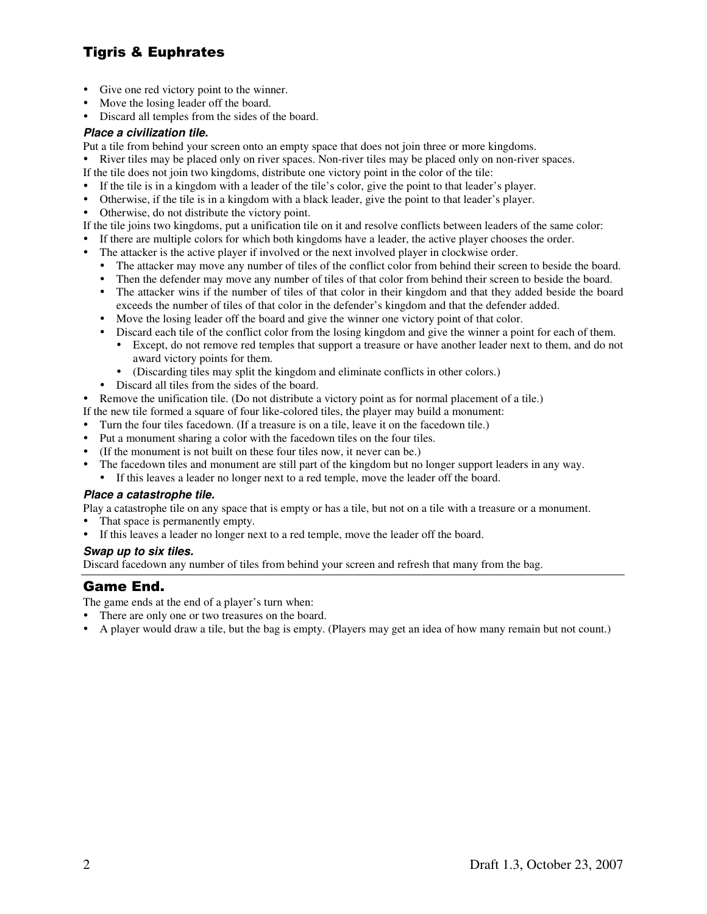- Give one red victory point to the winner.
- Move the losing leader off the board.
- Discard all temples from the sides of the board.

#### *Place a civilization tile.*

Put a tile from behind your screen onto an empty space that does not join three or more kingdoms.

- River tiles may be placed only on river spaces. Non-river tiles may be placed only on non-river spaces.

If the tile does not join two kingdoms, distribute one victory point in the color of the tile:

- If the tile is in a kingdom with a leader of the tile's color, give the point to that leader's player.
- Otherwise, if the tile is in a kingdom with a black leader, give the point to that leader's player.
- Otherwise, do not distribute the victory point.

If the tile joins two kingdoms, put a unification tile on it and resolve conflicts between leaders of the same color:

- If there are multiple colors for which both kingdoms have a leader, the active player chooses the order.
- The attacker is the active player if involved or the next involved player in clockwise order.
  - The attacker may move any number of tiles of the conflict color from behind their screen to beside the board.
  - Then the defender may move any number of tiles of that color from behind their screen to beside the board.
  - The attacker wins if the number of tiles of that color in their kingdom and that they added beside the board exceeds the number of tiles of that color in the defender's kingdom and that the defender added.
  - Move the losing leader off the board and give the winner one victory point of that color.
  - Discard each tile of the conflict color from the losing kingdom and give the winner a point for each of them.
    - Except, do not remove red temples that support a treasure or have another leader next to them, and do not award victory points for them.
    - (Discarding tiles may split the kingdom and eliminate conflicts in other colors.)
  - Discard all tiles from the sides of the board.
- Remove the unification tile. (Do not distribute a victory point as for normal placement of a tile.)

If the new tile formed a square of four like-colored tiles, the player may build a monument:

- Turn the four tiles facedown. (If a treasure is on a tile, leave it on the facedown tile.)
- Put a monument sharing a color with the facedown tiles on the four tiles.
- (If the monument is not built on these four tiles now, it never can be.)
- The facedown tiles and monument are still part of the kingdom but no longer support leaders in any way.
  - If this leaves a leader no longer next to a red temple, move the leader off the board.

#### *Place a catastrophe tile.*

Play a catastrophe tile on any space that is empty or has a tile, but not on a tile with a treasure or a monument.

- That space is permanently empty.
- If this leaves a leader no longer next to a red temple, move the leader off the board.

#### *Swap up to six tiles.*

Discard facedown any number of tiles from behind your screen and refresh that many from the bag.

## Game End.

The game ends at the end of a player's turn when:

- There are only one or two treasures on the board.
- A player would draw a tile, but the bag is empty. (Players may get an idea of how many remain but not count.)